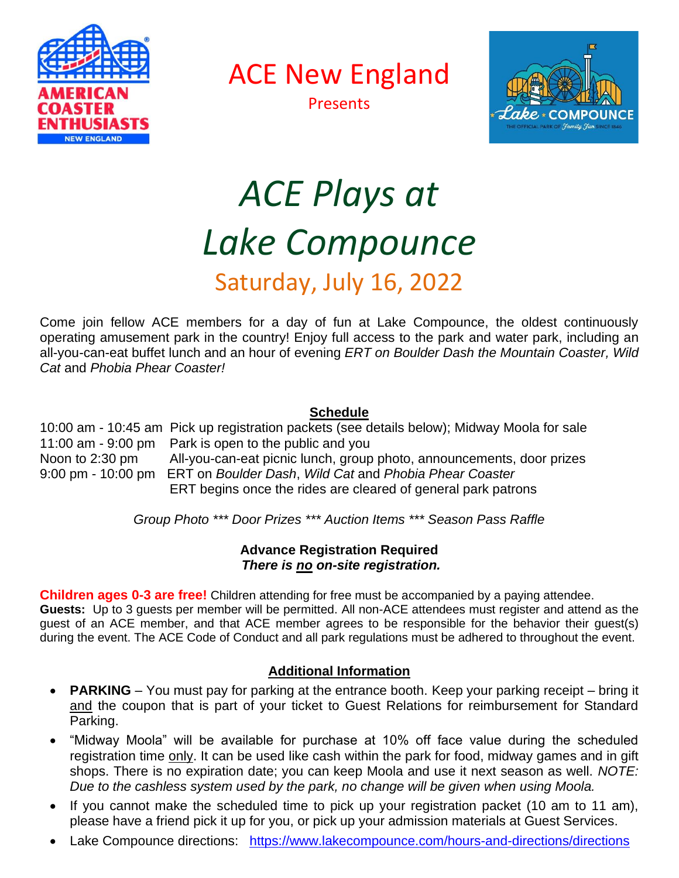ACE New England

Presents

# *ACE Plays at Lake Compounce*

## Saturday, July 16, 2022

Come join fellow ACE members for a day of fun at Lake Compounce, the oldest continuously operating amusement park in the country! Enjoy full access to the park and water park, including an all-you-can-eat buffet lunch and an hour of evening *ERT on Boulder Dash the Mountain Coaster, Wild Cat* and *Phobia Phear Coaster!*

### Schedule

| | |
|---|---|
| 10:00 am - 10:45 am | Pick up registration packets (see details below); Midway Moola for sale |
| 11:00 am - 9:00 pm | Park is open to the public and you |
| Noon to 2:30 pm | All-you-can-eat picnic lunch, group photo, announcements, door prizes |
| 9:00 pm - 10:00 pm | ERT on *Boulder Dash*, *Wild Cat* and *Phobia Phear Coaster*<br>ERT begins once the rides are cleared of general park patrons |

*Group Photo \*\*\* Door Prizes \*\*\* Auction Items \*\*\* Season Pass Raffle*

**Advance Registration Required**
***There is no on-site registration.***

**Children ages 0-3 are free!** Children attending for free must be accompanied by a paying attendee.
**Guests:** Up to 3 guests per member will be permitted. All non-ACE attendees must register and attend as the guest of an ACE member, and that ACE member agrees to be responsible for the behavior their guest(s) during the event. The ACE Code of Conduct and all park regulations must be adhered to throughout the event.

### Additional Information

- **PARKING** – You must pay for parking at the entrance booth. Keep your parking receipt – bring it and the coupon that is part of your ticket to Guest Relations for reimbursement for Standard Parking.
- "Midway Moola" will be available for purchase at 10% off face value during the scheduled registration time only. It can be used like cash within the park for food, midway games and in gift shops. There is no expiration date; you can keep Moola and use it next season as well. *NOTE: Due to the cashless system used by the park, no change will be given when using Moola.*
- If you cannot make the scheduled time to pick up your registration packet (10 am to 11 am), please have a friend pick it up for you, or pick up your admission materials at Guest Services.
- Lake Compounce directions: https://www.lakecompounce.com/hours-and-directions/directions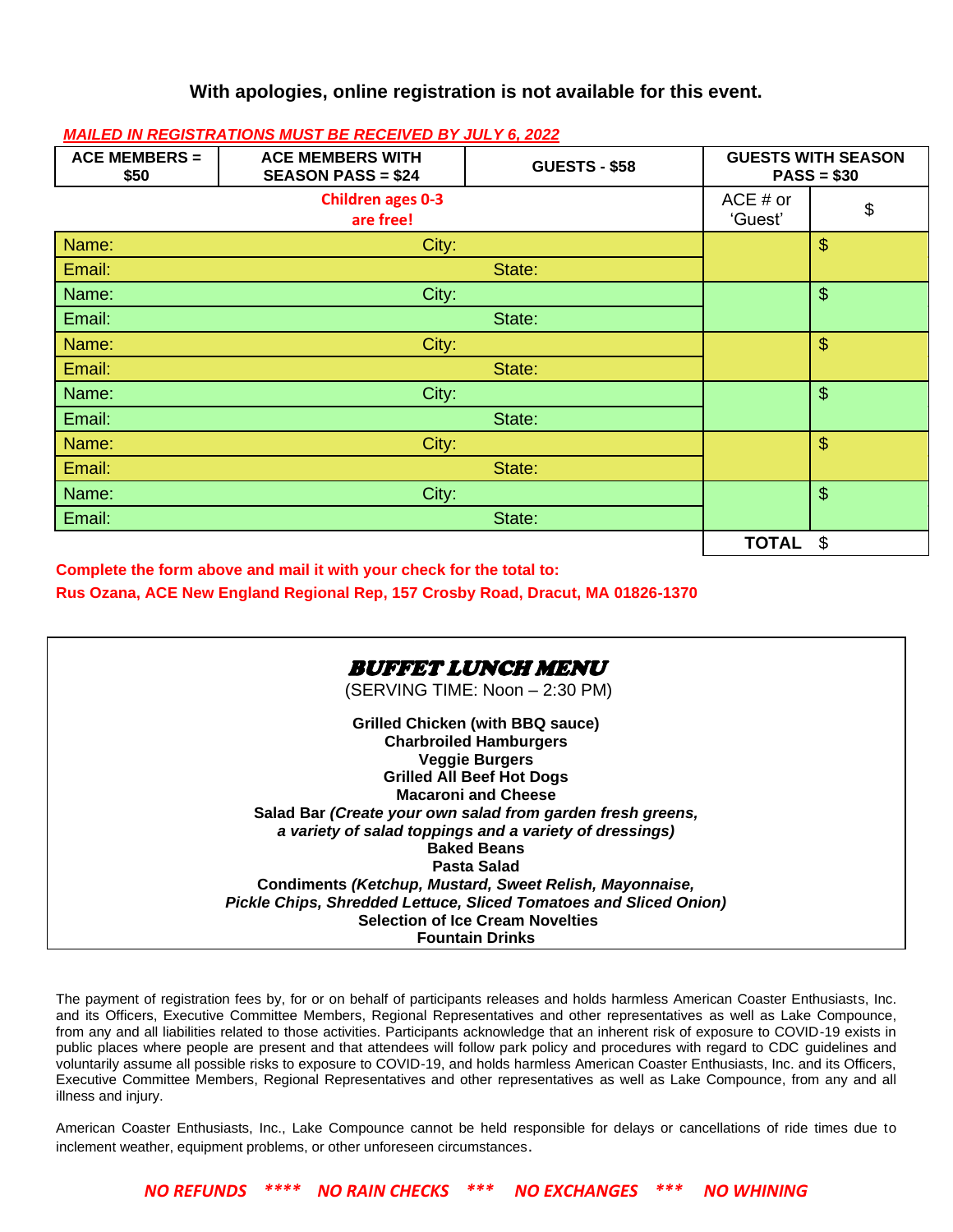**With apologies, online registration is not available for this event.**

***MAILED IN REGISTRATIONS MUST BE RECEIVED BY JULY 6, 2022***

| ACE MEMBERS = $50 | ACE MEMBERS WITH SEASON PASS = $24 | GUESTS - $58 | GUESTS WITH SEASON PASS = $30 | |
|---|---|---|---|---|
| **Children ages 0-3 are free!** | | | ACE # or 'Guest' | $ |
| Name: | City: | | | $ |
| Email: | State: | | | |
| Name: | City: | | | $ |
| Email: | State: | | | |
| Name: | City: | | | $ |
| Email: | State: | | | |
| Name: | City: | | | $ |
| Email: | State: | | | |
| Name: | City: | | | $ |
| Email: | State: | | | |
| Name: | City: | | | $ |
| Email: | State: | | | |
| | | | **TOTAL** | $ |

**Complete the form above and mail it with your check for the total to:**
**Rus Ozana, ACE New England Regional Rep, 157 Crosby Road, Dracut, MA 01826-1370**

## *BUFFET LUNCH MENU*

(SERVING TIME: Noon – 2:30 PM)

**Grilled Chicken (with BBQ sauce)**
**Charbroiled Hamburgers**
**Veggie Burgers**
**Grilled All Beef Hot Dogs**
**Macaroni and Cheese**
**Salad Bar** ***(Create your own salad from garden fresh greens, a variety of salad toppings and a variety of dressings)***
**Baked Beans**
**Pasta Salad**
**Condiments** ***(Ketchup, Mustard, Sweet Relish, Mayonnaise, Pickle Chips, Shredded Lettuce, Sliced Tomatoes and Sliced Onion)***
**Selection of Ice Cream Novelties**
**Fountain Drinks**

The payment of registration fees by, for or on behalf of participants releases and holds harmless American Coaster Enthusiasts, Inc. and its Officers, Executive Committee Members, Regional Representatives and other representatives as well as Lake Compounce, from any and all liabilities related to those activities. Participants acknowledge that an inherent risk of exposure to COVID-19 exists in public places where people are present and that attendees will follow park policy and procedures with regard to CDC guidelines and voluntarily assume all possible risks to exposure to COVID-19, and holds harmless American Coaster Enthusiasts, Inc. and its Officers, Executive Committee Members, Regional Representatives and other representatives as well as Lake Compounce, from any and all illness and injury.

American Coaster Enthusiasts, Inc., Lake Compounce cannot be held responsible for delays or cancellations of ride times due to inclement weather, equipment problems, or other unforeseen circumstances.

***NO REFUNDS \*\*\*\* NO RAIN CHECKS \*\*\* NO EXCHANGES \*\*\* NO WHINING***